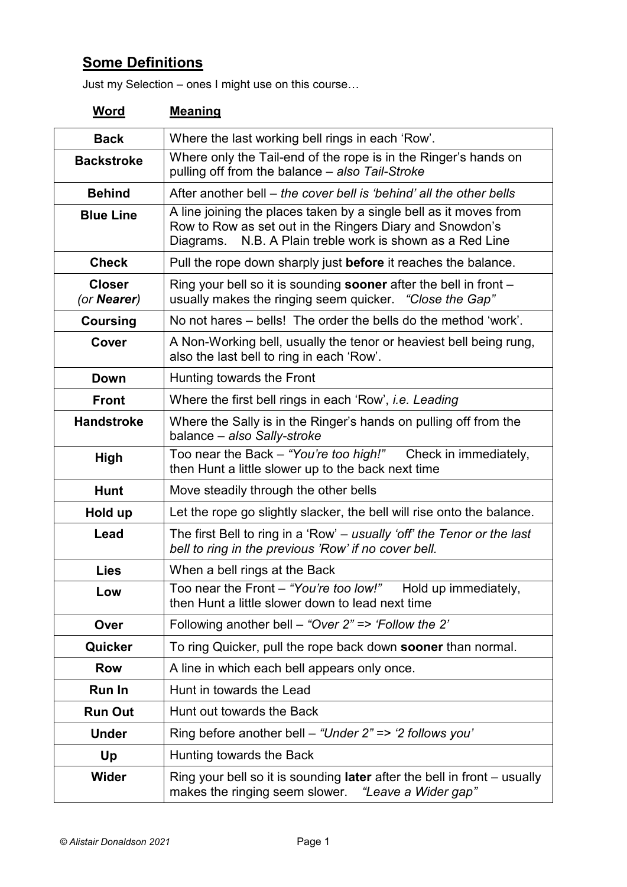## Some Definitions

Just my Selection – ones I might use on this course…

| Word | Meaning |
|---|---|
| **Back** | Where the last working bell rings in each 'Row'. |
| **Backstroke** | Where only the Tail-end of the rope is in the Ringer's hands on pulling off from the balance – *also Tail-Stroke* |
| **Behind** | After another bell – *the cover bell is 'behind' all the other bells* |
| **Blue Line** | A line joining the places taken by a single bell as it moves from Row to Row as set out in the Ringers Diary and Snowdon's Diagrams. N.B. A Plain treble work is shown as a Red Line |
| **Check** | Pull the rope down sharply just **before** it reaches the balance. |
| **Closer** *(or **Nearer**)* | Ring your bell so it is sounding **sooner** after the bell in front – usually makes the ringing seem quicker. *"Close the Gap"* |
| **Coursing** | No not hares – bells! The order the bells do the method 'work'. |
| **Cover** | A Non-Working bell, usually the tenor or heaviest bell being rung, also the last bell to ring in each 'Row'. |
| **Down** | Hunting towards the Front |
| **Front** | Where the first bell rings in each 'Row', *i.e. Leading* |
| **Handstroke** | Where the Sally is in the Ringer's hands on pulling off from the balance – *also Sally-stroke* |
| **High** | Too near the Back – *"You're too high!"* Check in immediately, then Hunt a little slower up to the back next time |
| **Hunt** | Move steadily through the other bells |
| **Hold up** | Let the rope go slightly slacker, the bell will rise onto the balance. |
| **Lead** | The first Bell to ring in a 'Row' – *usually 'off' the Tenor or the last bell to ring in the previous 'Row' if no cover bell.* |
| **Lies** | When a bell rings at the Back |
| **Low** | Too near the Front – *"You're too low!"* Hold up immediately, then Hunt a little slower down to lead next time |
| **Over** | Following another bell – *"Over 2"* => *'Follow the 2'* |
| **Quicker** | To ring Quicker, pull the rope back down **sooner** than normal. |
| **Row** | A line in which each bell appears only once. |
| **Run In** | Hunt in towards the Lead |
| **Run Out** | Hunt out towards the Back |
| **Under** | Ring before another bell – *"Under 2"* => *'2 follows you'* |
| **Up** | Hunting towards the Back |
| **Wider** | Ring your bell so it is sounding **later** after the bell in front – usually makes the ringing seem slower. *"Leave a Wider gap"* |

*© Alistair Donaldson 2021*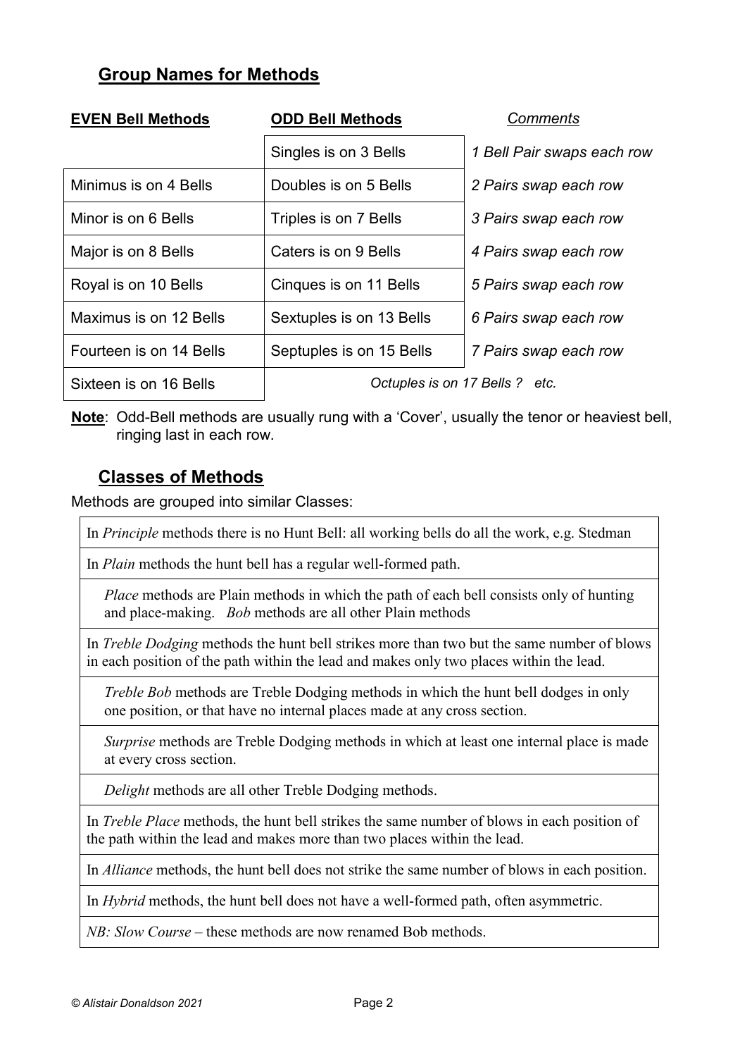## Group Names for Methods

| **EVEN Bell Methods** | **ODD Bell Methods** | *Comments* |
|---|---|---|
| | Singles is on 3 Bells | *1 Bell Pair swaps each row* |
| Minimus is on 4 Bells | Doubles is on 5 Bells | *2 Pairs swap each row* |
| Minor is on 6 Bells | Triples is on 7 Bells | *3 Pairs swap each row* |
| Major is on 8 Bells | Caters is on 9 Bells | *4 Pairs swap each row* |
| Royal is on 10 Bells | Cinques is on 11 Bells | *5 Pairs swap each row* |
| Maximus is on 12 Bells | Sextuples is on 13 Bells | *6 Pairs swap each row* |
| Fourteen is on 14 Bells | Septuples is on 15 Bells | *7 Pairs swap each row* |
| Sixteen is on 16 Bells | *Octuples is on 17 Bells ? etc.* | |

**Note**: Odd-Bell methods are usually rung with a 'Cover', usually the tenor or heaviest bell, ringing last in each row.

## Classes of Methods

Methods are grouped into similar Classes:

| |
|---|
| In *Principle* methods there is no Hunt Bell: all working bells do all the work, e.g. Stedman |
| In *Plain* methods the hunt bell has a regular well-formed path. |
| *Place* methods are Plain methods in which the path of each bell consists only of hunting and place-making. *Bob* methods are all other Plain methods |
| In *Treble Dodging* methods the hunt bell strikes more than two but the same number of blows in each position of the path within the lead and makes only two places within the lead. |
| *Treble Bob* methods are Treble Dodging methods in which the hunt bell dodges in only one position, or that have no internal places made at any cross section. |
| *Surprise* methods are Treble Dodging methods in which at least one internal place is made at every cross section. |
| *Delight* methods are all other Treble Dodging methods. |
| In *Treble Place* methods, the hunt bell strikes the same number of blows in each position of the path within the lead and makes more than two places within the lead. |
| In *Alliance* methods, the hunt bell does not strike the same number of blows in each position. |
| In *Hybrid* methods, the hunt bell does not have a well-formed path, often asymmetric. |
| *NB: Slow Course* – these methods are now renamed Bob methods. |

*© Alistair Donaldson 2021*